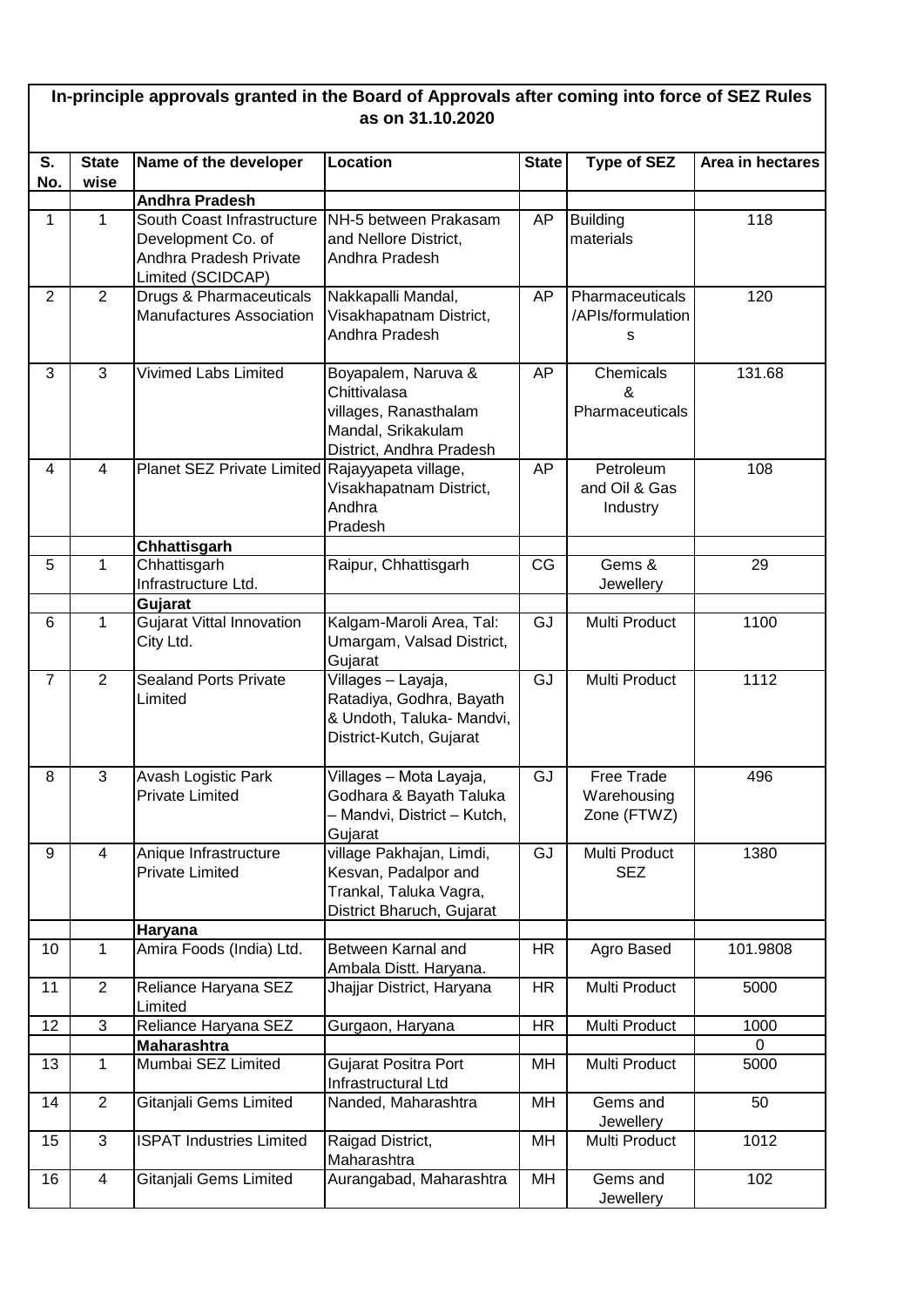**In-principle approvals granted in the Board of Approvals after coming into force of SEZ Rules as on 31.10.2020**

| S. No. | State wise | Name of the developer | Location | State | Type of SEZ | Area in hectares |
|---|---|---|---|---|---|---|
| | | **Andhra Pradesh** | | | | |
| 1 | 1 | South Coast Infrastructure Development Co. of Andhra Pradesh Private Limited (SCIDCAP) | NH-5 between Prakasam and Nellore District, Andhra Pradesh | AP | Building materials | 118 |
| 2 | 2 | Drugs & Pharmaceuticals Manufactures Association | Nakkapalli Mandal, Visakhapatnam District, Andhra Pradesh | AP | Pharmaceuticals /APIs/formulations | 120 |
| 3 | 3 | Vivimed Labs Limited | Boyapalem, Naruva & Chittivalasa villages, Ranasthalam Mandal, Srikakulam District, Andhra Pradesh | AP | Chemicals & Pharmaceuticals | 131.68 |
| 4 | 4 | Planet SEZ Private Limited | Rajayyapeta village, Visakhapatnam District, Andhra Pradesh | AP | Petroleum and Oil & Gas Industry | 108 |
| | | **Chhattisgarh** | | | | |
| 5 | 1 | Chhattisgarh Infrastructure Ltd. | Raipur, Chhattisgarh | CG | Gems & Jewellery | 29 |
| | | **Gujarat** | | | | |
| 6 | 1 | Gujarat Vittal Innovation City Ltd. | Kalgam-Maroli Area, Tal: Umargam, Valsad District, Gujarat | GJ | Multi Product | 1100 |
| 7 | 2 | Sealand Ports Private Limited | Villages – Layaja, Ratadiya, Godhra, Bayath & Undoth, Taluka- Mandvi, District-Kutch, Gujarat | GJ | Multi Product | 1112 |
| 8 | 3 | Avash Logistic Park Private Limited | Villages – Mota Layaja, Godhara & Bayath Taluka – Mandvi, District – Kutch, Gujarat | GJ | Free Trade Warehousing Zone (FTWZ) | 496 |
| 9 | 4 | Anique Infrastructure Private Limited | village Pakhajan, Limdi, Kesvan, Padalpor and Trankal, Taluka Vagra, District Bharuch, Gujarat | GJ | Multi Product SEZ | 1380 |
| | | **Haryana** | | | | |
| 10 | 1 | Amira Foods (India) Ltd. | Between Karnal and Ambala Distt. Haryana. | HR | Agro Based | 101.9808 |
| 11 | 2 | Reliance Haryana SEZ Limited | Jhajjar District, Haryana | HR | Multi Product | 5000 |
| 12 | 3 | Reliance Haryana SEZ | Gurgaon, Haryana | HR | Multi Product | 1000 |
| | | **Maharashtra** | | | | 0 |
| 13 | 1 | Mumbai SEZ Limited | Gujarat Positra Port Infrastructural Ltd | MH | Multi Product | 5000 |
| 14 | 2 | Gitanjali Gems Limited | Nanded, Maharashtra | MH | Gems and Jewellery | 50 |
| 15 | 3 | ISPAT Industries Limited | Raigad District, Maharashtra | MH | Multi Product | 1012 |
| 16 | 4 | Gitanjali Gems Limited | Aurangabad, Maharashtra | MH | Gems and Jewellery | 102 |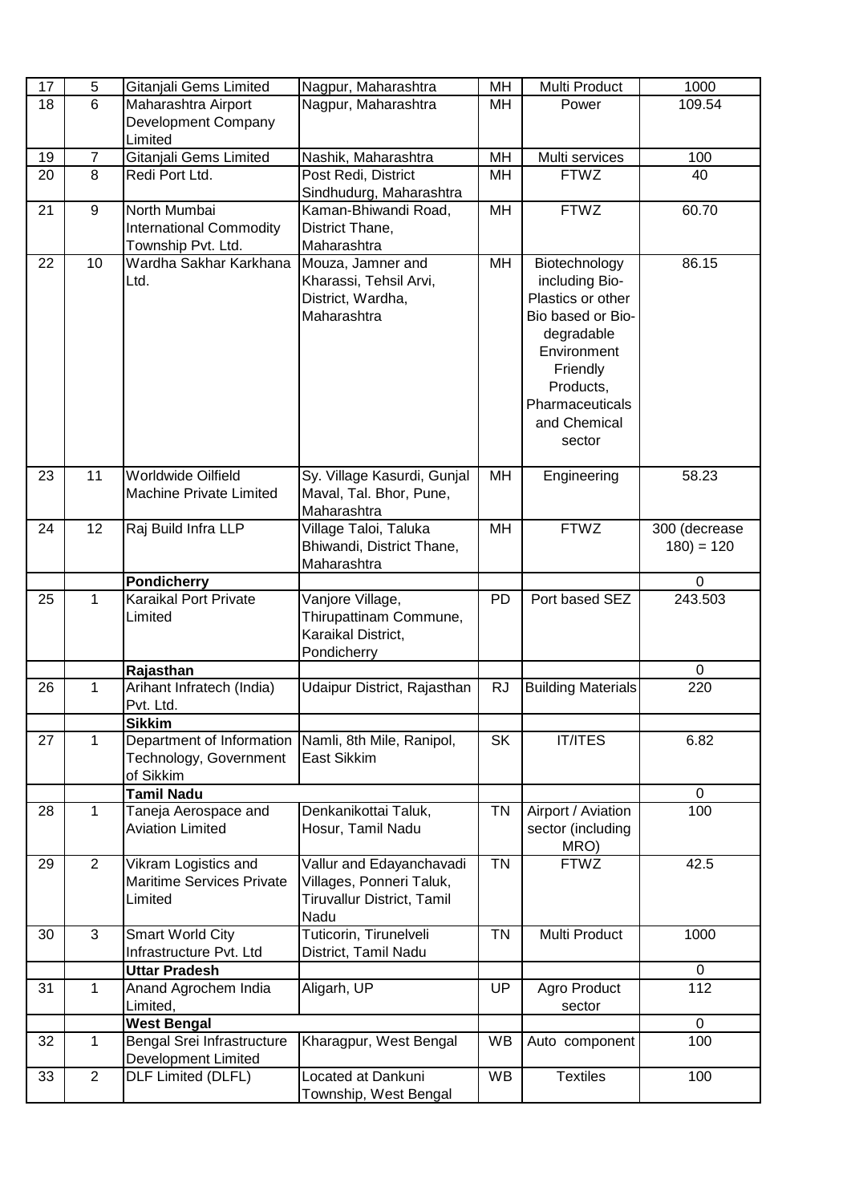| | | | | | | |
|---|---|---|---|---|---|---|
| 17 | 5 | Gitanjali Gems Limited | Nagpur, Maharashtra | MH | Multi Product | 1000 |
| 18 | 6 | Maharashtra Airport Development Company Limited | Nagpur, Maharashtra | MH | Power | 109.54 |
| 19 | 7 | Gitanjali Gems Limited | Nashik, Maharashtra | MH | Multi services | 100 |
| 20 | 8 | Redi Port Ltd. | Post Redi, District Sindhudurg, Maharashtra | MH | FTWZ | 40 |
| 21 | 9 | North Mumbai International Commodity Township Pvt. Ltd. | Kaman-Bhiwandi Road, District Thane, Maharashtra | MH | FTWZ | 60.70 |
| 22 | 10 | Wardha Sakhar Karkhana Ltd. | Mouza, Jamner and Kharassi, Tehsil Arvi, District, Wardha, Maharashtra | MH | Biotechnology including Bio-Plastics or other Bio based or Bio-degradable Environment Friendly Products, Pharmaceuticals and Chemical sector | 86.15 |
| 23 | 11 | Worldwide Oilfield Machine Private Limited | Sy. Village Kasurdi, Gunjal Maval, Tal. Bhor, Pune, Maharashtra | MH | Engineering | 58.23 |
| 24 | 12 | Raj Build Infra LLP | Village Taloi, Taluka Bhiwandi, District Thane, Maharashtra | MH | FTWZ | 300 (decrease 180) = 120 |
| | | **Pondicherry** | | | | 0 |
| 25 | 1 | Karaikal Port Private Limited | Vanjore Village, Thirupattinam Commune, Karaikal District, Pondicherry | PD | Port based SEZ | 243.503 |
| | | **Rajasthan** | | | | 0 |
| 26 | 1 | Arihant Infratech (India) Pvt. Ltd. | Udaipur District, Rajasthan | RJ | Building Materials | 220 |
| | | **Sikkim** | | | | |
| 27 | 1 | Department of Information Technology, Government of Sikkim | Namli, 8th Mile, Ranipol, East Sikkim | SK | IT/ITES | 6.82 |
| | | **Tamil Nadu** | | | | 0 |
| 28 | 1 | Taneja Aerospace and Aviation Limited | Denkanikottai Taluk, Hosur, Tamil Nadu | TN | Airport / Aviation sector (including MRO) | 100 |
| 29 | 2 | Vikram Logistics and Maritime Services Private Limited | Vallur and Edayanchavadi Villages, Ponneri Taluk, Tiruvallur District, Tamil Nadu | TN | FTWZ | 42.5 |
| 30 | 3 | Smart World City Infrastructure Pvt. Ltd | Tuticorin, Tirunelveli District, Tamil Nadu | TN | Multi Product | 1000 |
| | | **Uttar Pradesh** | | | | 0 |
| 31 | 1 | Anand Agrochem India Limited, | Aligarh, UP | UP | Agro Product sector | 112 |
| | | **West Bengal** | | | | 0 |
| 32 | 1 | Bengal Srei Infrastructure Development Limited | Kharagpur, West Bengal | WB | Auto component | 100 |
| 33 | 2 | DLF Limited (DLFL) | Located at Dankuni Township, West Bengal | WB | Textiles | 100 |